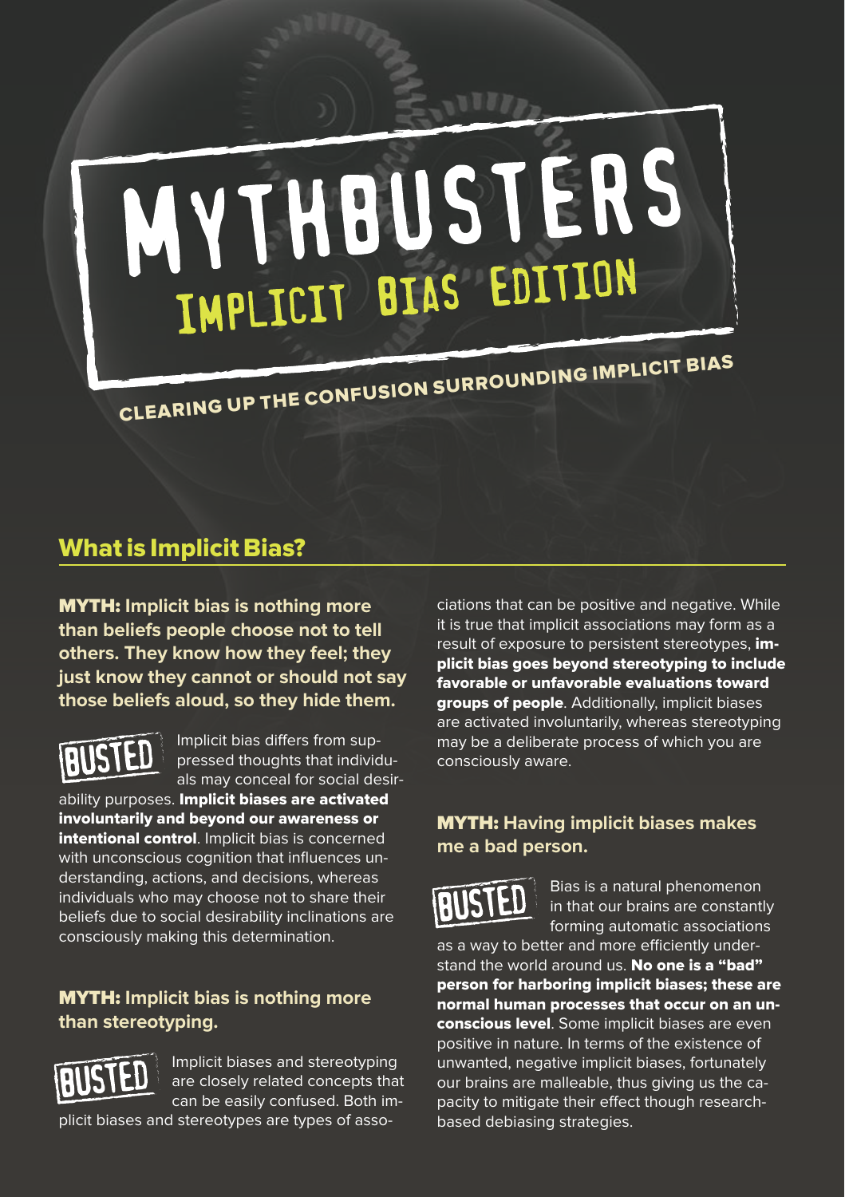# MYTHBUSTERS

## IMPLICIT BIAS EDITION

CLEARING UP THE CONFUSION SURROUNDING IMPLICIT BIAS

## What is Implicit Bias?

**MYTH: Implicit bias is nothing more than beliefs people choose not to tell others. They know how they feel; they just know they cannot or should not say those beliefs aloud, so they hide them.**

BUSTED

Implicit bias differs from suppressed thoughts that individuals may conceal for social desirability purposes. **Implicit biases are activated involuntarily and beyond our awareness or intentional control**. Implicit bias is concerned with unconscious cognition that influences understanding, actions, and decisions, whereas individuals who may choose not to share their beliefs due to social desirability inclinations are consciously making this determination.

**MYTH: Implicit bias is nothing more than stereotyping.**

BUSTED

Implicit biases and stereotyping are closely related concepts that can be easily confused. Both implicit biases and stereotypes are types of associations that can be positive and negative. While it is true that implicit associations may form as a result of exposure to persistent stereotypes, **implicit bias goes beyond stereotyping to include favorable or unfavorable evaluations toward groups of people**. Additionally, implicit biases are activated involuntarily, whereas stereotyping may be a deliberate process of which you are consciously aware.

**MYTH: Having implicit biases makes me a bad person.**

BUSTED

Bias is a natural phenomenon in that our brains are constantly forming automatic associations as a way to better and more efficiently understand the world around us. **No one is a "bad" person for harboring implicit biases; these are normal human processes that occur on an unconscious level**. Some implicit biases are even positive in nature. In terms of the existence of unwanted, negative implicit biases, fortunately our brains are malleable, thus giving us the capacity to mitigate their effect though research-based debiasing strategies.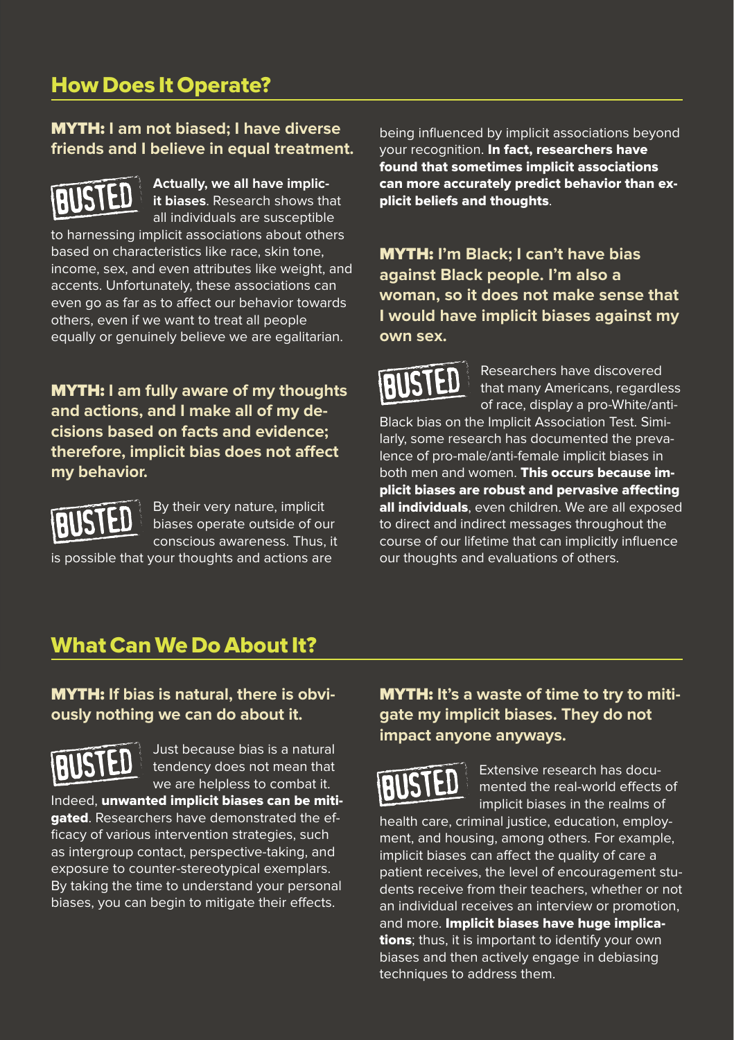## How Does It Operate?

**MYTH: I am not biased; I have diverse friends and I believe in equal treatment.**

BUSTED **Actually, we all have implicit biases**. Research shows that all individuals are susceptible to harnessing implicit associations about others based on characteristics like race, skin tone, income, sex, and even attributes like weight, and accents. Unfortunately, these associations can even go as far as to affect our behavior towards others, even if we want to treat all people equally or genuinely believe we are egalitarian.

**MYTH: I am fully aware of my thoughts and actions, and I make all of my decisions based on facts and evidence; therefore, implicit bias does not affect my behavior.**

BUSTED By their very nature, implicit biases operate outside of our conscious awareness. Thus, it is possible that your thoughts and actions are being influenced by implicit associations beyond your recognition. **In fact, researchers have found that sometimes implicit associations can more accurately predict behavior than explicit beliefs and thoughts**.

**MYTH: I'm Black; I can't have bias against Black people. I'm also a woman, so it does not make sense that I would have implicit biases against my own sex.**

BUSTED Researchers have discovered that many Americans, regardless of race, display a pro-White/anti-Black bias on the Implicit Association Test. Similarly, some research has documented the prevalence of pro-male/anti-female implicit biases in both men and women. **This occurs because implicit biases are robust and pervasive affecting all individuals**, even children. We are all exposed to direct and indirect messages throughout the course of our lifetime that can implicitly influence our thoughts and evaluations of others.

## What Can We Do About It?

**MYTH: If bias is natural, there is obviously nothing we can do about it.**

BUSTED Just because bias is a natural tendency does not mean that we are helpless to combat it. Indeed, **unwanted implicit biases can be mitigated**. Researchers have demonstrated the efficacy of various intervention strategies, such as intergroup contact, perspective-taking, and exposure to counter-stereotypical exemplars. By taking the time to understand your personal biases, you can begin to mitigate their effects.

**MYTH: It's a waste of time to try to mitigate my implicit biases. They do not impact anyone anyways.**

BUSTED Extensive research has documented the real-world effects of implicit biases in the realms of health care, criminal justice, education, employment, and housing, among others. For example, implicit biases can affect the quality of care a patient receives, the level of encouragement students receive from their teachers, whether or not an individual receives an interview or promotion, and more. **Implicit biases have huge implications**; thus, it is important to identify your own biases and then actively engage in debiasing techniques to address them.